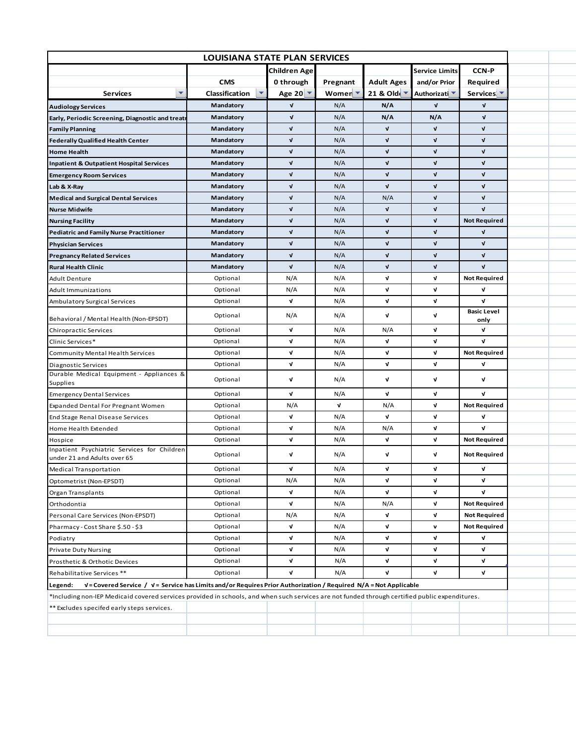| LOUISIANA STATE PLAN SERVICES | | | | | | |
|---|---|---|---|---|---|---|
| Services | CMS Classification | Children Age 0 through Age 20 | Pregnant Women | Adult Ages 21 & Older | Service Limits and/or Prior Authorization | CCN-P Required Services |
| **Audiology Services** | Mandatory | √ | N/A | N/A | √ | √ |
| **Early, Periodic Screening, Diagnostic and treatm** | Mandatory | √ | N/A | N/A | N/A | √ |
| **Family Planning** | Mandatory | √ | N/A | √ | √ | √ |
| **Federally Qualified Health Center** | Mandatory | √ | N/A | √ | √ | √ |
| **Home Health** | Mandatory | √ | N/A | √ | √ | √ |
| **Inpatient & Outpatient Hospital Services** | Mandatory | √ | N/A | √ | √ | √ |
| **Emergency Room Services** | Mandatory | √ | N/A | √ | √ | √ |
| **Lab & X-Ray** | Mandatory | √ | N/A | √ | √ | √ |
| **Medical and Surgical Dental Services** | Mandatory | √ | N/A | N/A | √ | √ |
| **Nurse Midwife** | Mandatory | √ | N/A | √ | √ | √ |
| **Nursing Facility** | Mandatory | √ | N/A | √ | √ | Not Required |
| **Pediatric and Family Nurse Practitioner** | Mandatory | √ | N/A | √ | √ | √ |
| **Physician Services** | Mandatory | √ | N/A | √ | √ | √ |
| **Pregnancy Related Services** | Mandatory | √ | N/A | √ | √ | √ |
| **Rural Health Clinic** | Mandatory | √ | N/A | √ | √ | √ |
| Adult Denture | Optional | N/A | N/A | √ | √ | Not Required |
| Adult Immunizations | Optional | N/A | N/A | √ | √ | √ |
| Ambulatory Surgical Services | Optional | √ | N/A | √ | √ | √ |
| Behavioral / Mental Health (Non-EPSDT) | Optional | N/A | N/A | √ | √ | Basic Level only |
| Chiropractic Services | Optional | √ | N/A | N/A | √ | √ |
| Clinic Services* | Optional | √ | N/A | √ | √ | √ |
| Community Mental Health Services | Optional | √ | N/A | √ | √ | Not Required |
| Diagnostic Services | Optional | √ | N/A | √ | √ | √ |
| Durable Medical Equipment - Appliances & Supplies | Optional | √ | N/A | √ | √ | √ |
| Emergency Dental Services | Optional | √ | N/A | √ | √ | √ |
| Expanded Dental For Pregnant Women | Optional | N/A | √ | N/A | √ | Not Required |
| End Stage Renal Disease Services | Optional | √ | N/A | √ | √ | √ |
| Home Health Extended | Optional | √ | N/A | N/A | √ | √ |
| Hospice | Optional | √ | N/A | √ | √ | Not Required |
| Inpatient Psychiatric Services for Children under 21 and Adults over 65 | Optional | √ | N/A | √ | √ | Not Required |
| Medical Transportation | Optional | √ | N/A | √ | √ | √ |
| Optometrist (Non-EPSDT) | Optional | N/A | N/A | √ | √ | √ |
| Organ Transplants | Optional | √ | N/A | √ | √ | √ |
| Orthodontia | Optional | √ | N/A | N/A | √ | Not Required |
| Personal Care Services (Non-EPSDT) | Optional | N/A | N/A | √ | √ | Not Required |
| Pharmacy - Cost Share $.50 - $3 | Optional | √ | N/A | √ | √ | Not Required |
| Podiatry | Optional | √ | N/A | √ | √ | √ |
| Private Duty Nursing | Optional | √ | N/A | √ | √ | √ |
| Prosthetic & Orthotic Devices | Optional | √ | N/A | √ | √ | √ |
| Rehabilitative Services ** | Optional | √ | N/A | √ | √ | √ |

**Legend:** √ = Covered Service / √ = Service has Limits and/or Requires Prior Authorization / Required N/A = Not Applicable

*Including non-IEP Medicaid covered services provided in schools, and when such services are not funded through certified public expenditures.

** Excludes specifed early steps services.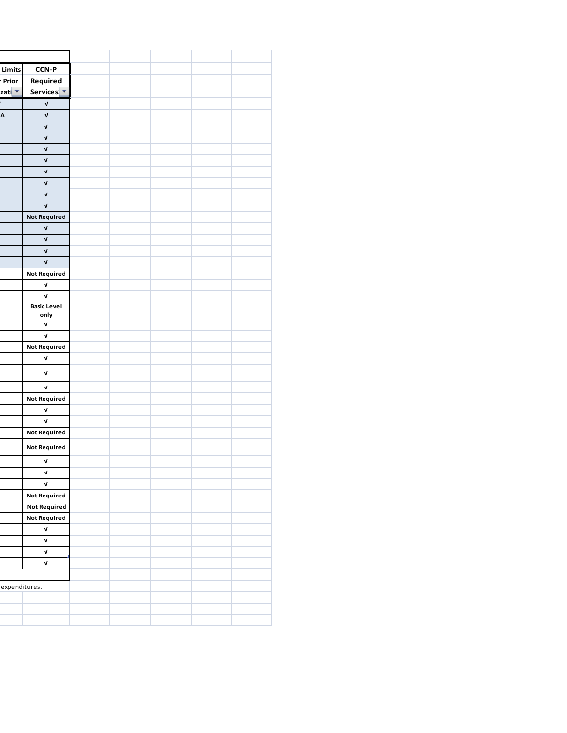| Limits r Prior izati | CCN-P Required Services |
|---|---|
| √ | √ |
| A | √ |
| | √ |
| | √ |
| | √ |
| | √ |
| | √ |
| | √ |
| | √ |
| | √ |
| | Not Required |
| | √ |
| | √ |
| | √ |
| | √ |
| | Not Required |
| | √ |
| | √ |
| | Basic Level only |
| | √ |
| | √ |
| | Not Required |
| | √ |
| | √ |
| | √ |
| | Not Required |
| | √ |
| | √ |
| | Not Required |
| | Not Required |
| | √ |
| | √ |
| | √ |
| | Not Required |
| | Not Required |
| | Not Required |
| | √ |
| | √ |
| | √ |
| | √ |

expenditures.